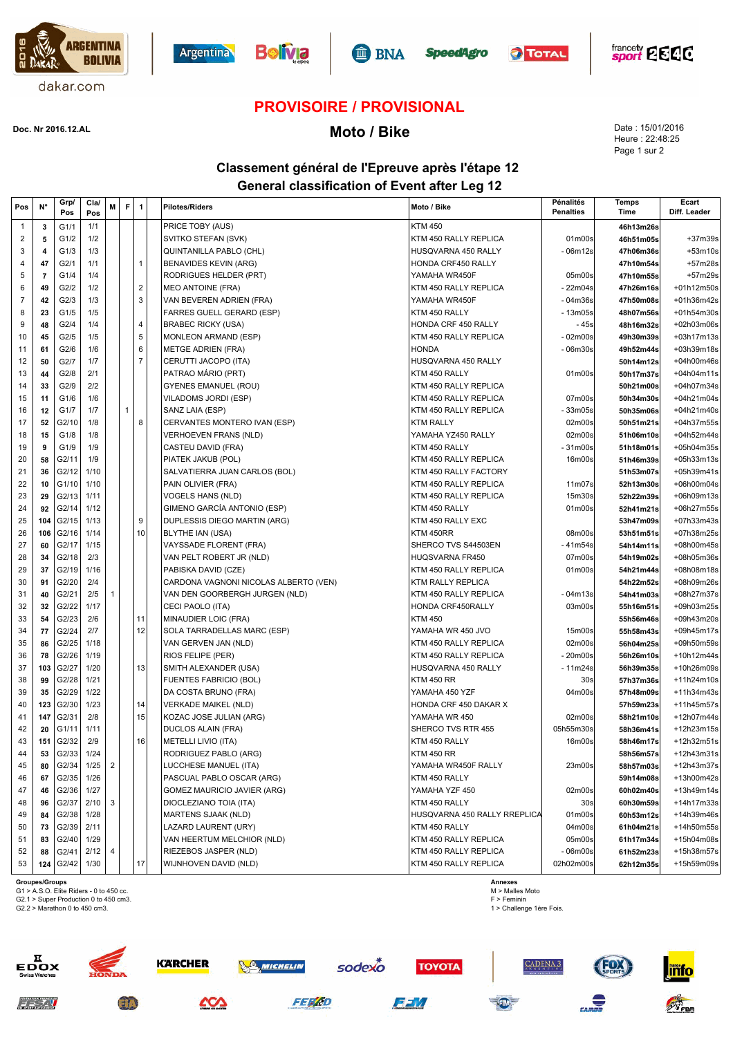dakar.com

## PROVISOIRE / PROVISIONAL

**Doc. Nr 2016.12.AL**

# Moto / Bike

Date : 15/01/2016
Heure : 22:48:25
Page 1 sur 2

## Classement général de l'Epreuve après l'étape 12
## General classification of Event after Leg 12

| Pos | N° | Grp/ Pos | Cla/ Pos | M | F | 1 | Pilotes/Riders | Moto / Bike | Pénalités Penalties | Temps Time | Ecart Diff. Leader |
|---|---|---|---|---|---|---|---|---|---|---|---|
| 1 | 3 | G1/1 | 1/1 | | | | PRICE TOBY (AUS) | KTM 450 | | 46h13m26s | |
| 2 | 5 | G1/2 | 1/2 | | | | SVITKO STEFAN (SVK) | KTM 450 RALLY REPLICA | 01m00s | 46h51m05s | +37m39s |
| 3 | 4 | G1/3 | 1/3 | | | | QUINTANILLA PABLO (CHL) | HUSQVARNA 450 RALLY | - 06m12s | 47h06m36s | +53m10s |
| 4 | 47 | G2/1 | 1/1 | | | 1 | BENAVIDES KEVIN (ARG) | HONDA CRF450 RALLY | | 47h10m54s | +57m28s |
| 5 | 7 | G1/4 | 1/4 | | | | RODRIGUES HELDER (PRT) | YAMAHA WR450F | 05m00s | 47h10m55s | +57m29s |
| 6 | 49 | G2/2 | 1/2 | | | 2 | MEO ANTOINE (FRA) | KTM 450 RALLY REPLICA | - 22m04s | 47h26m16s | +01h12m50s |
| 7 | 42 | G2/3 | 1/3 | | | 3 | VAN BEVEREN ADRIEN (FRA) | YAMAHA WR450F | - 04m36s | 47h50m08s | +01h36m42s |
| 8 | 23 | G1/5 | 1/5 | | | | FARRES GUELL GERARD (ESP) | KTM 450 RALLY | - 13m05s | 48h07m56s | +01h54m30s |
| 9 | 48 | G2/4 | 1/4 | | | 4 | BRABEC RICKY (USA) | HONDA CRF 450 RALLY | - 45s | 48h16m32s | +02h03m06s |
| 10 | 45 | G2/5 | 1/5 | | | 5 | MONLEON ARMAND (ESP) | KTM 450 RALLY REPLICA | - 02m00s | 49h30m39s | +03h17m13s |
| 11 | 61 | G2/6 | 1/6 | | | 6 | METGE ADRIEN (FRA) | HONDA | - 06m30s | 49h52m44s | +03h39m18s |
| 12 | 50 | G2/7 | 1/7 | | | 7 | CERUTTI JACOPO (ITA) | HUSQVARNA 450 RALLY | | 50h14m12s | +04h00m46s |
| 13 | 44 | G2/8 | 2/1 | | | | PATRAO MÁRIO (PRT) | KTM 450 RALLY | 01m00s | 50h17m37s | +04h04m11s |
| 14 | 33 | G2/9 | 2/2 | | | | GYENES EMANUEL (ROU) | KTM 450 RALLY REPLICA | | 50h21m00s | +04h07m34s |
| 15 | 11 | G1/6 | 1/6 | | | | VILADOMS JORDI (ESP) | KTM 450 RALLY REPLICA | 07m00s | 50h34m30s | +04h21m04s |
| 16 | 12 | G1/7 | 1/7 | | 1 | | SANZ LAIA (ESP) | KTM 450 RALLY REPLICA | - 33m05s | 50h35m06s | +04h21m40s |
| 17 | 52 | G2/10 | 1/8 | | | 8 | CERVANTES MONTERO IVAN (ESP) | KTM RALLY | 02m00s | 50h51m21s | +04h37m55s |
| 18 | 15 | G1/8 | 1/8 | | | | VERHOEVEN FRANS (NLD) | YAMAHA YZ450 RALLY | 02m00s | 51h06m10s | +04h52m44s |
| 19 | 9 | G1/9 | 1/9 | | | | CASTEU DAVID (FRA) | KTM 450 RALLY | - 31m00s | 51h18m01s | +05h04m35s |
| 20 | 58 | G2/11 | 1/9 | | | | PIATEK JAKUB (POL) | KTM 450 RALLY REPLICA | 16m00s | 51h46m39s | +05h33m13s |
| 21 | 36 | G2/12 | 1/10 | | | | SALVATIERRA JUAN CARLOS (BOL) | KTM 450 RALLY FACTORY | | 51h53m07s | +05h39m41s |
| 22 | 10 | G1/10 | 1/10 | | | | PAIN OLIVIER (FRA) | KTM 450 RALLY REPLICA | 11m07s | 52h13m30s | +06h00m04s |
| 23 | 29 | G2/13 | 1/11 | | | | VOGELS HANS (NLD) | KTM 450 RALLY REPLICA | 15m30s | 52h22m39s | +06h09m13s |
| 24 | 92 | G2/14 | 1/12 | | | | GIMENO GARCÍA ANTONIO (ESP) | KTM 450 RALLY | 01m00s | 52h41m21s | +06h27m55s |
| 25 | 104 | G2/15 | 1/13 | | | 9 | DUPLESSIS DIEGO MARTIN (ARG) | KTM 450 RALLY EXC | | 53h47m09s | +07h33m43s |
| 26 | 106 | G2/16 | 1/14 | | | 10 | BLYTHE IAN (USA) | KTM 450RR | 08m00s | 53h51m51s | +07h38m25s |
| 27 | 60 | G2/17 | 1/15 | | | | VAYSSADE FLORENT (FRA) | SHERCO TVS S44503EN | - 41m54s | 54h14m11s | +08h00m45s |
| 28 | 34 | G2/18 | 2/3 | | | | VAN PELT ROBERT JR (NLD) | HUQSVARNA FR450 | 07m00s | 54h19m02s | +08h05m36s |
| 29 | 37 | G2/19 | 1/16 | | | | PABISKA DAVID (CZE) | KTM 450 RALLY REPLICA | 01m00s | 54h21m44s | +08h08m18s |
| 30 | 91 | G2/20 | 2/4 | | | | CARDONA VAGNONI NICOLAS ALBERTO (VEN) | KTM RALLY REPLICA | | 54h22m52s | +08h09m26s |
| 31 | 40 | G2/21 | 2/5 | 1 | | | VAN DEN GOORBERGH JURGEN (NLD) | KTM 450 RALLY REPLICA | - 04m13s | 54h41m03s | +08h27m37s |
| 32 | 32 | G2/22 | 1/17 | | | | CECI PAOLO (ITA) | HONDA CRF450RALLY | 03m00s | 55h16m51s | +09h03m25s |
| 33 | 54 | G2/23 | 2/6 | | | 11 | MINAUDIER LOIC (FRA) | KTM 450 | | 55h56m46s | +09h43m20s |
| 34 | 77 | G2/24 | 2/7 | | | 12 | SOLA TARRADELLAS MARC (ESP) | YAMAHA WR 450 JVO | 15m00s | 55h58m43s | +09h45m17s |
| 35 | 86 | G2/25 | 1/18 | | | | VAN GERVEN JAN (NLD) | KTM 450 RALLY REPLICA | 02m00s | 56h04m25s | +09h50m59s |
| 36 | 78 | G2/26 | 1/19 | | | | RIOS FELIPE (PER) | KTM 450 RALLY REPLICA | - 20m00s | 56h26m10s | +10h12m44s |
| 37 | 103 | G2/27 | 1/20 | | | 13 | SMITH ALEXANDER (USA) | HUSQVARNA 450 RALLY | - 11m24s | 56h39m35s | +10h26m09s |
| 38 | 99 | G2/28 | 1/21 | | | | FUENTES FABRICIO (BOL) | KTM 450 RR | 30s | 57h37m36s | +11h24m10s |
| 39 | 35 | G2/29 | 1/22 | | | | DA COSTA BRUNO (FRA) | YAMAHA 450 YZF | 04m00s | 57h48m09s | +11h34m43s |
| 40 | 123 | G2/30 | 1/23 | | | 14 | VERKADE MAIKEL (NLD) | HONDA CRF 450 DAKAR X | | 57h59m23s | +11h45m57s |
| 41 | 147 | G2/31 | 2/8 | | | 15 | KOZAC JOSE JULIAN (ARG) | YAMAHA WR 450 | 02m00s | 58h21m10s | +12h07m44s |
| 42 | 20 | G1/11 | 1/11 | | | | DUCLOS ALAIN (FRA) | SHERCO TVS RTR 455 | 05h55m30s | 58h36m41s | +12h23m15s |
| 43 | 151 | G2/32 | 2/9 | | | 16 | METELLI LIVIO (ITA) | KTM 450 RALLY | 16m00s | 58h46m17s | +12h32m51s |
| 44 | 53 | G2/33 | 1/24 | | | | RODRIGUEZ PABLO (ARG) | KTM 450 RR | | 58h56m57s | +12h43m31s |
| 45 | 80 | G2/34 | 1/25 | 2 | | | LUCCHESE MANUEL (ITA) | YAMAHA WR450F RALLY | 23m00s | 58h57m03s | +12h43m37s |
| 46 | 67 | G2/35 | 1/26 | | | | PASCUAL PABLO OSCAR (ARG) | KTM 450 RALLY | | 59h14m08s | +13h00m42s |
| 47 | 46 | G2/36 | 1/27 | | | | GOMEZ MAURICIO JAVIER (ARG) | YAMAHA YZF 450 | 02m00s | 60h02m40s | +13h49m14s |
| 48 | 96 | G2/37 | 2/10 | 3 | | | DIOCLEZIANO TOIA (ITA) | KTM 450 RALLY | 30s | 60h30m59s | +14h17m33s |
| 49 | 84 | G2/38 | 1/28 | | | | MARTENS SJAAK (NLD) | HUSQVARNA 450 RALLY RREPLICA | 01m00s | 60h53m12s | +14h39m46s |
| 50 | 73 | G2/39 | 2/11 | | | | LAZARD LAURENT (URY) | KTM 450 RALLY | 04m00s | 61h04m21s | +14h50m55s |
| 51 | 83 | G2/40 | 1/29 | | | | VAN HEERTUM MELCHIOR (NLD) | KTM 450 RALLY REPLICA | 05m00s | 61h17m34s | +15h04m08s |
| 52 | 88 | G2/41 | 2/12 | 4 | | | RIEZEBOS JASPER (NLD) | KTM 450 RALLY REPLICA | - 06m00s | 61h52m23s | +15h38m57s |
| 53 | 124 | G2/42 | 1/30 | | | 17 | WIJNHOVEN DAVID (NLD) | KTM 450 RALLY REPLICA | 02h02m00s | 62h12m35s | +15h59m09s |

**Groupes/Groups**
G1 > A.S.O. Elite Riders - 0 to 450 cc.
G2.1 > Super Production 0 to 450 cm3.
G2.2 > Marathon 0 to 450 cm3.

**Annexes**
M > Malles Moto
F > Feminin
1 > Challenge 1ère Fois.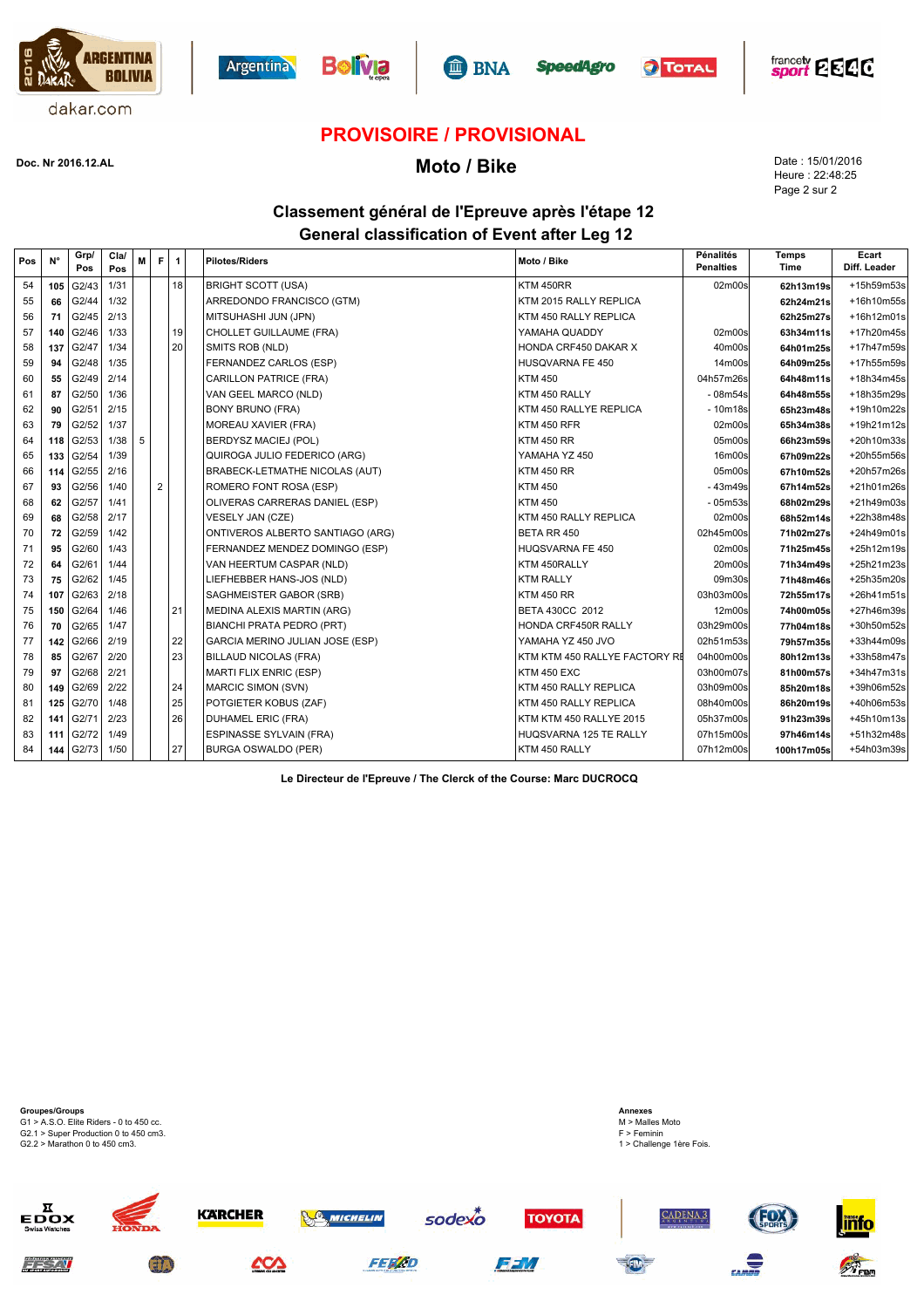# PROVISOIRE / PROVISIONAL

**Doc. Nr 2016.12.AL**

## Moto / Bike

Date : 15/01/2016
Heure : 22:48:25

### Classement général de l'Epreuve après l'étape 12
### General classification of Event after Leg 12

| Pos | N° | Grp/ Pos | Cla/ Pos | M | F | 1 | Pilotes/Riders | Moto / Bike | Pénalités Penalties | Temps Time | Ecart Diff. Leader |
|---|---|---|---|---|---|---|---|---|---|---|---|
| 54 | 105 | G2/43 | 1/31 | | | 18 | BRIGHT SCOTT (USA) | KTM 450RR | 02m00s | 62h13m19s | +15h59m53s |
| 55 | 66 | G2/44 | 1/32 | | | | ARREDONDO FRANCISCO (GTM) | KTM 2015 RALLY REPLICA | | 62h24m21s | +16h10m55s |
| 56 | 71 | G2/45 | 2/13 | | | | MITSUHASHI JUN (JPN) | KTM 450 RALLY REPLICA | | 62h25m27s | +16h12m01s |
| 57 | 140 | G2/46 | 1/33 | | | 19 | CHOLLET GUILLAUME (FRA) | YAMAHA QUADDY | 02m00s | 63h34m11s | +17h20m45s |
| 58 | 137 | G2/47 | 1/34 | | | 20 | SMITS ROB (NLD) | HONDA CRF450 DAKAR X | 40m00s | 64h01m25s | +17h47m59s |
| 59 | 94 | G2/48 | 1/35 | | | | FERNANDEZ CARLOS (ESP) | HUSQVARNA FE 450 | 14m00s | 64h09m25s | +17h55m59s |
| 60 | 55 | G2/49 | 2/14 | | | | CARILLON PATRICE (FRA) | KTM 450 | 04h57m26s | 64h48m11s | +18h34m45s |
| 61 | 87 | G2/50 | 1/36 | | | | VAN GEEL MARCO (NLD) | KTM 450 RALLY | - 08m54s | 64h48m55s | +18h35m29s |
| 62 | 90 | G2/51 | 2/15 | | | | BONY BRUNO (FRA) | KTM 450 RALLYE REPLICA | - 10m18s | 65h23m48s | +19h10m22s |
| 63 | 79 | G2/52 | 1/37 | | | | MOREAU XAVIER (FRA) | KTM 450 RFR | 02m00s | 65h34m38s | +19h21m12s |
| 64 | 118 | G2/53 | 1/38 | 5 | | | BERDYSZ MACIEJ (POL) | KTM 450 RR | 05m00s | 66h23m59s | +20h10m33s |
| 65 | 133 | G2/54 | 1/39 | | | | QUIROGA JULIO FEDERICO (ARG) | YAMAHA YZ 450 | 16m00s | 67h09m22s | +20h55m56s |
| 66 | 114 | G2/55 | 2/16 | | | | BRABECK-LETMATHE NICOLAS (AUT) | KTM 450 RR | 05m00s | 67h10m52s | +20h57m26s |
| 67 | 93 | G2/56 | 1/40 | | 2 | | ROMERO FONT ROSA (ESP) | KTM 450 | - 43m49s | 67h14m52s | +21h01m26s |
| 68 | 62 | G2/57 | 1/41 | | | | OLIVERAS CARRERAS DANIEL (ESP) | KTM 450 | - 05m53s | 68h02m29s | +21h49m03s |
| 69 | 68 | G2/58 | 2/17 | | | | VESELY JAN (CZE) | KTM 450 RALLY REPLICA | 02m00s | 68h52m14s | +22h38m48s |
| 70 | 72 | G2/59 | 1/42 | | | | ONTIVEROS ALBERTO SANTIAGO (ARG) | BETA RR 450 | 02h45m00s | 71h02m27s | +24h49m01s |
| 71 | 95 | G2/60 | 1/43 | | | | FERNANDEZ MENDEZ DOMINGO (ESP) | HUSQVARNA FE 450 | 02m00s | 71h25m45s | +25h12m19s |
| 72 | 64 | G2/61 | 1/44 | | | | VAN HEERTUM CASPAR (NLD) | KTM 450RALLY | 20m00s | 71h34m49s | +25h21m23s |
| 73 | 75 | G2/62 | 1/45 | | | | LIEFHEBBER HANS-JOS (NLD) | KTM RALLY | 09m30s | 71h48m46s | +25h35m20s |
| 74 | 107 | G2/63 | 2/18 | | | | SAGHMEISTER GABOR (SRB) | KTM 450 RR | 03h03m00s | 72h55m17s | +26h41m51s |
| 75 | 150 | G2/64 | 1/46 | | | 21 | MEDINA ALEXIS MARTIN (ARG) | BETA 430CC 2012 | 12m00s | 74h00m05s | +27h46m39s |
| 76 | 70 | G2/65 | 1/47 | | | | BIANCHI PRATA PEDRO (PRT) | HONDA CRF450R RALLY | 03h29m00s | 77h04m18s | +30h50m52s |
| 77 | 142 | G2/66 | 2/19 | | | 22 | GARCIA MERINO JULIAN JOSE (ESP) | YAMAHA YZ 450 JVO | 02h51m53s | 79h57m35s | +33h44m09s |
| 78 | 85 | G2/67 | 2/20 | | | 23 | BILLAUD NICOLAS (FRA) | KTM KTM 450 RALLYE FACTORY RE | 04h00m00s | 80h12m13s | +33h58m47s |
| 79 | 97 | G2/68 | 2/21 | | | | MARTI FLIX ENRIC (ESP) | KTM 450 EXC | 03h00m07s | 81h00m57s | +34h47m31s |
| 80 | 149 | G2/69 | 2/22 | | | 24 | MARCIC SIMON (SVN) | KTM 450 RALLY REPLICA | 03h09m00s | 85h20m18s | +39h06m52s |
| 81 | 125 | G2/70 | 1/48 | | | 25 | POTGIETER KOBUS (ZAF) | KTM 450 RALLY REPLICA | 08h40m00s | 86h20m19s | +40h06m53s |
| 82 | 141 | G2/71 | 2/23 | | | 26 | DUHAMEL ERIC (FRA) | KTM KTM 450 RALLYE 2015 | 05h37m00s | 91h23m39s | +45h10m13s |
| 83 | 111 | G2/72 | 1/49 | | | | ESPINASSE SYLVAIN (FRA) | HUQSVARNA 125 TE RALLY | 07h15m00s | 97h46m14s | +51h32m48s |
| 84 | 144 | G2/73 | 1/50 | | | 27 | BURGA OSWALDO (PER) | KTM 450 RALLY | 07h12m00s | 100h17m05s | +54h03m39s |

**Le Directeur de l'Epreuve / The Clerck of the Course: Marc DUCROCQ**

**Groupes/Groups**
G1 > A.S.O. Elite Riders - 0 to 450 cc.
G2.1 > Super Production 0 to 450 cm3.
G2.2 > Marathon 0 to 450 cm3.

**Annexes**
M > Malles Moto
F > Feminin
1 > Challenge 1ère Fois.